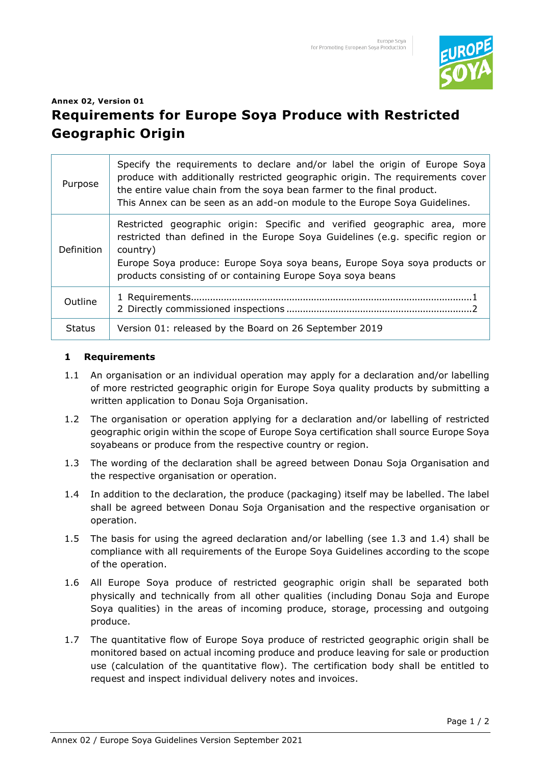**Annex 02, Version 01**

# Requirements for Europe Soya Produce with Restricted Geographic Origin

| | |
|---|---|
| Purpose | Specify the requirements to declare and/or label the origin of Europe Soya produce with additionally restricted geographic origin. The requirements cover the entire value chain from the soya bean farmer to the final product. This Annex can be seen as an add-on module to the Europe Soya Guidelines. |
| Definition | Restricted geographic origin: Specific and verified geographic area, more restricted than defined in the Europe Soya Guidelines (e.g. specific region or country)<br>Europe Soya produce: Europe Soya soya beans, Europe Soya soya products or products consisting of or containing Europe Soya soya beans |
| Outline | 1 Requirements........................................................................................1<br>2 Directly commissioned inspections ....................................................2 |
| Status | Version 01: released by the Board on 26 September 2019 |

## 1 Requirements

1.1 An organisation or an individual operation may apply for a declaration and/or labelling of more restricted geographic origin for Europe Soya quality products by submitting a written application to Donau Soja Organisation.

1.2 The organisation or operation applying for a declaration and/or labelling of restricted geographic origin within the scope of Europe Soya certification shall source Europe Soya soyabeans or produce from the respective country or region.

1.3 The wording of the declaration shall be agreed between Donau Soja Organisation and the respective organisation or operation.

1.4 In addition to the declaration, the produce (packaging) itself may be labelled. The label shall be agreed between Donau Soja Organisation and the respective organisation or operation.

1.5 The basis for using the agreed declaration and/or labelling (see 1.3 and 1.4) shall be compliance with all requirements of the Europe Soya Guidelines according to the scope of the operation.

1.6 All Europe Soya produce of restricted geographic origin shall be separated both physically and technically from all other qualities (including Donau Soja and Europe Soya qualities) in the areas of incoming produce, storage, processing and outgoing produce.

1.7 The quantitative flow of Europe Soya produce of restricted geographic origin shall be monitored based on actual incoming produce and produce leaving for sale or production use (calculation of the quantitative flow). The certification body shall be entitled to request and inspect individual delivery notes and invoices.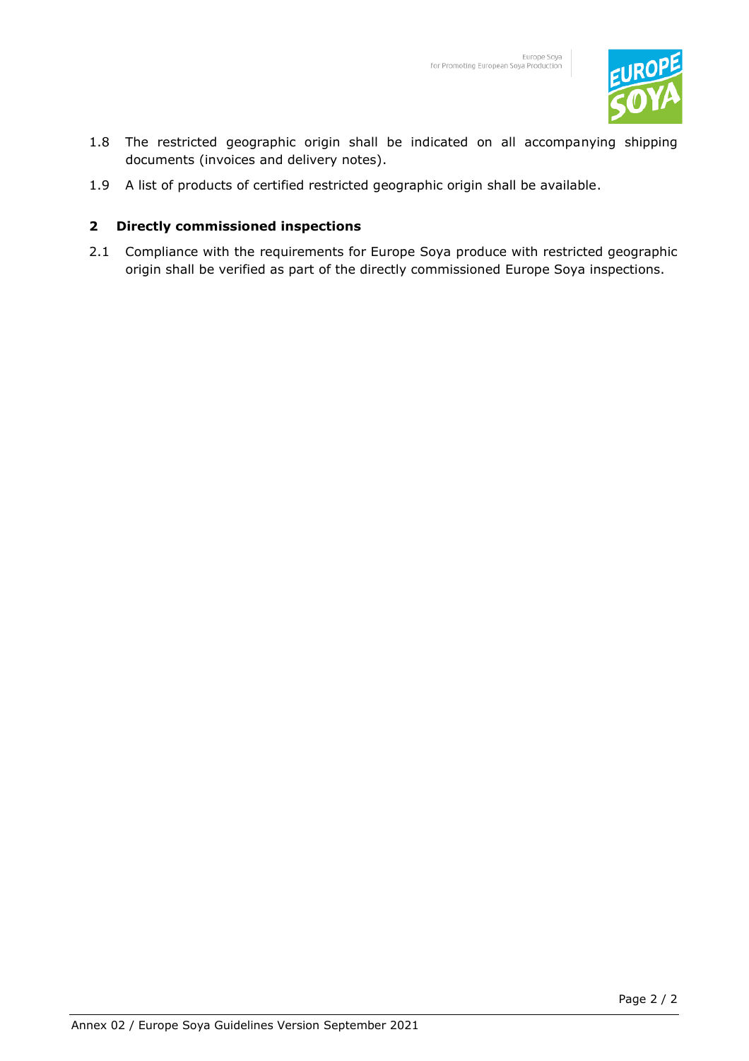1.8 The restricted geographic origin shall be indicated on all accompanying shipping documents (invoices and delivery notes).

1.9 A list of products of certified restricted geographic origin shall be available.

## 2 Directly commissioned inspections

2.1 Compliance with the requirements for Europe Soya produce with restricted geographic origin shall be verified as part of the directly commissioned Europe Soya inspections.